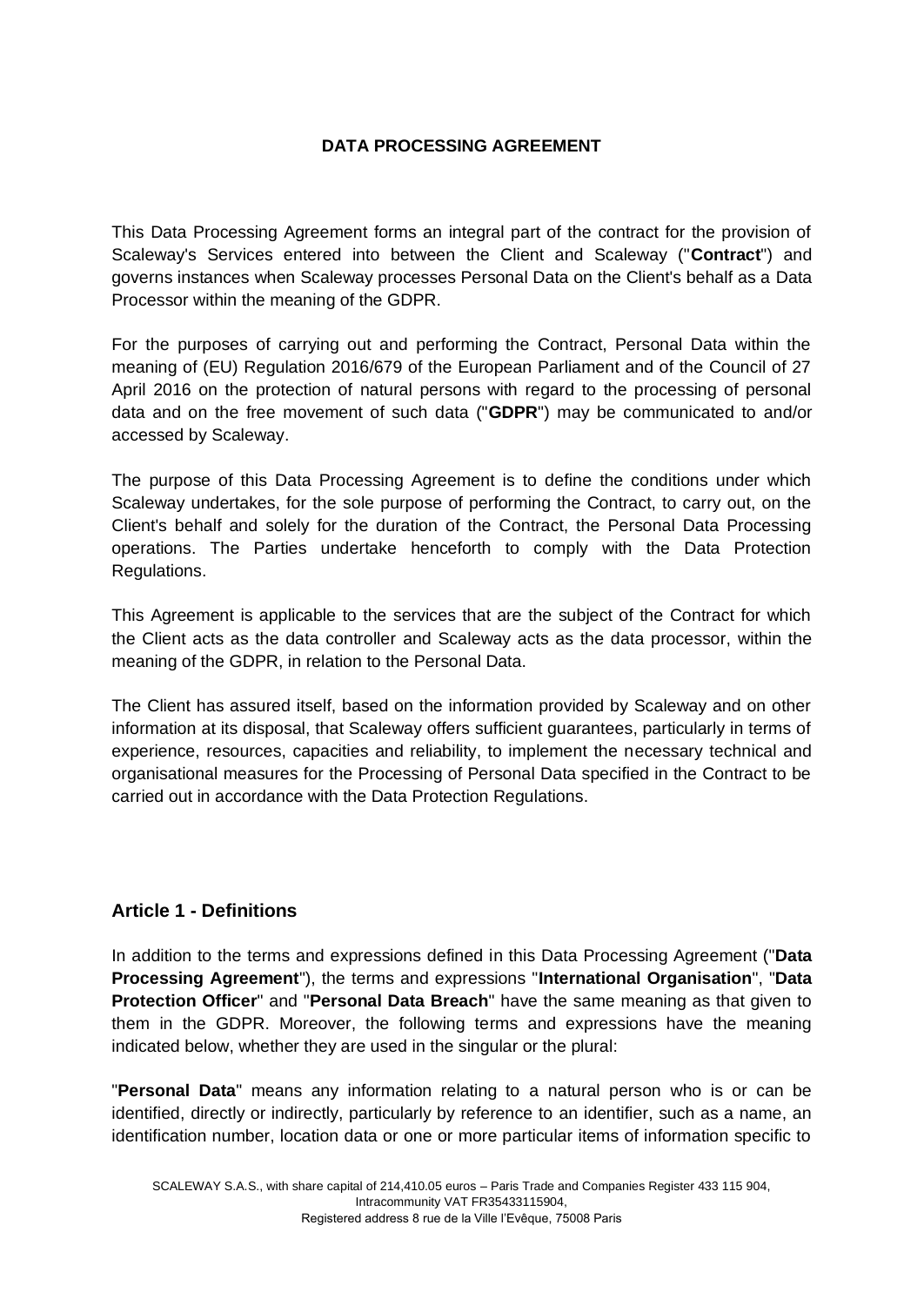# DATA PROCESSING AGREEMENT

This Data Processing Agreement forms an integral part of the contract for the provision of Scaleway's Services entered into between the Client and Scaleway ("**Contract**") and governs instances when Scaleway processes Personal Data on the Client's behalf as a Data Processor within the meaning of the GDPR.

For the purposes of carrying out and performing the Contract, Personal Data within the meaning of (EU) Regulation 2016/679 of the European Parliament and of the Council of 27 April 2016 on the protection of natural persons with regard to the processing of personal data and on the free movement of such data ("**GDPR**") may be communicated to and/or accessed by Scaleway.

The purpose of this Data Processing Agreement is to define the conditions under which Scaleway undertakes, for the sole purpose of performing the Contract, to carry out, on the Client's behalf and solely for the duration of the Contract, the Personal Data Processing operations. The Parties undertake henceforth to comply with the Data Protection Regulations.

This Agreement is applicable to the services that are the subject of the Contract for which the Client acts as the data controller and Scaleway acts as the data processor, within the meaning of the GDPR, in relation to the Personal Data.

The Client has assured itself, based on the information provided by Scaleway and on other information at its disposal, that Scaleway offers sufficient guarantees, particularly in terms of experience, resources, capacities and reliability, to implement the necessary technical and organisational measures for the Processing of Personal Data specified in the Contract to be carried out in accordance with the Data Protection Regulations.

## Article 1 - Definitions

In addition to the terms and expressions defined in this Data Processing Agreement ("**Data Processing Agreement**"), the terms and expressions "**International Organisation**", "**Data Protection Officer**" and "**Personal Data Breach**" have the same meaning as that given to them in the GDPR. Moreover, the following terms and expressions have the meaning indicated below, whether they are used in the singular or the plural:

"**Personal Data**" means any information relating to a natural person who is or can be identified, directly or indirectly, particularly by reference to an identifier, such as a name, an identification number, location data or one or more particular items of information specific to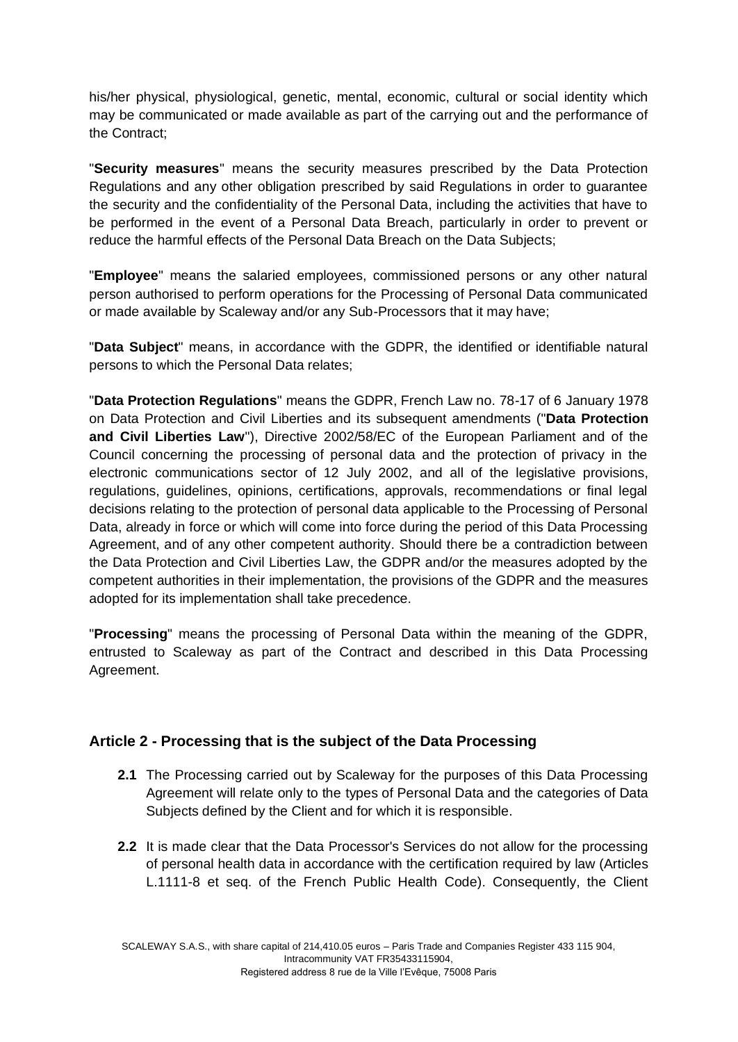his/her physical, physiological, genetic, mental, economic, cultural or social identity which may be communicated or made available as part of the carrying out and the performance of the Contract;

"**Security measures**" means the security measures prescribed by the Data Protection Regulations and any other obligation prescribed by said Regulations in order to guarantee the security and the confidentiality of the Personal Data, including the activities that have to be performed in the event of a Personal Data Breach, particularly in order to prevent or reduce the harmful effects of the Personal Data Breach on the Data Subjects;

"**Employee**" means the salaried employees, commissioned persons or any other natural person authorised to perform operations for the Processing of Personal Data communicated or made available by Scaleway and/or any Sub-Processors that it may have;

"**Data Subject**" means, in accordance with the GDPR, the identified or identifiable natural persons to which the Personal Data relates;

"**Data Protection Regulations**" means the GDPR, French Law no. 78-17 of 6 January 1978 on Data Protection and Civil Liberties and its subsequent amendments ("**Data Protection and Civil Liberties Law**"), Directive 2002/58/EC of the European Parliament and of the Council concerning the processing of personal data and the protection of privacy in the electronic communications sector of 12 July 2002, and all of the legislative provisions, regulations, guidelines, opinions, certifications, approvals, recommendations or final legal decisions relating to the protection of personal data applicable to the Processing of Personal Data, already in force or which will come into force during the period of this Data Processing Agreement, and of any other competent authority. Should there be a contradiction between the Data Protection and Civil Liberties Law, the GDPR and/or the measures adopted by the competent authorities in their implementation, the provisions of the GDPR and the measures adopted for its implementation shall take precedence.

"**Processing**" means the processing of Personal Data within the meaning of the GDPR, entrusted to Scaleway as part of the Contract and described in this Data Processing Agreement.

## Article 2 - Processing that is the subject of the Data Processing

**2.1** The Processing carried out by Scaleway for the purposes of this Data Processing Agreement will relate only to the types of Personal Data and the categories of Data Subjects defined by the Client and for which it is responsible.

**2.2** It is made clear that the Data Processor's Services do not allow for the processing of personal health data in accordance with the certification required by law (Articles L.1111-8 et seq. of the French Public Health Code). Consequently, the Client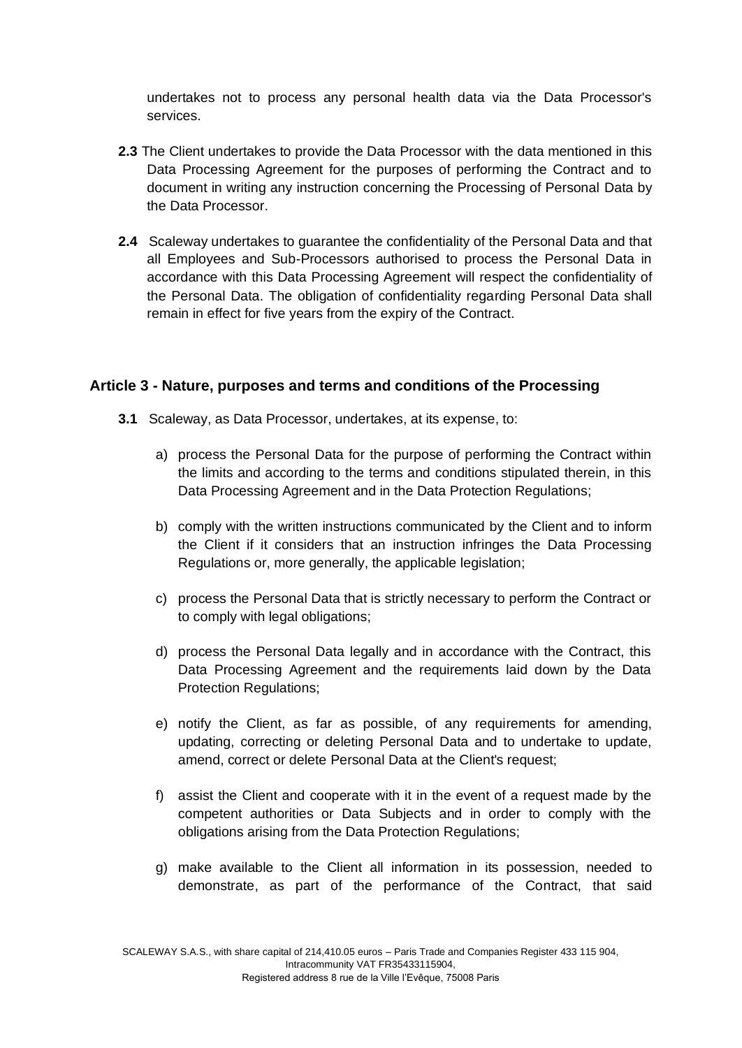undertakes not to process any personal health data via the Data Processor's services.

**2.3** The Client undertakes to provide the Data Processor with the data mentioned in this Data Processing Agreement for the purposes of performing the Contract and to document in writing any instruction concerning the Processing of Personal Data by the Data Processor.

**2.4** Scaleway undertakes to guarantee the confidentiality of the Personal Data and that all Employees and Sub-Processors authorised to process the Personal Data in accordance with this Data Processing Agreement will respect the confidentiality of the Personal Data. The obligation of confidentiality regarding Personal Data shall remain in effect for five years from the expiry of the Contract.

## Article 3 - Nature, purposes and terms and conditions of the Processing

**3.1** Scaleway, as Data Processor, undertakes, at its expense, to:

a) process the Personal Data for the purpose of performing the Contract within the limits and according to the terms and conditions stipulated therein, in this Data Processing Agreement and in the Data Protection Regulations;

b) comply with the written instructions communicated by the Client and to inform the Client if it considers that an instruction infringes the Data Processing Regulations or, more generally, the applicable legislation;

c) process the Personal Data that is strictly necessary to perform the Contract or to comply with legal obligations;

d) process the Personal Data legally and in accordance with the Contract, this Data Processing Agreement and the requirements laid down by the Data Protection Regulations;

e) notify the Client, as far as possible, of any requirements for amending, updating, correcting or deleting Personal Data and to undertake to update, amend, correct or delete Personal Data at the Client's request;

f) assist the Client and cooperate with it in the event of a request made by the competent authorities or Data Subjects and in order to comply with the obligations arising from the Data Protection Regulations;

g) make available to the Client all information in its possession, needed to demonstrate, as part of the performance of the Contract, that said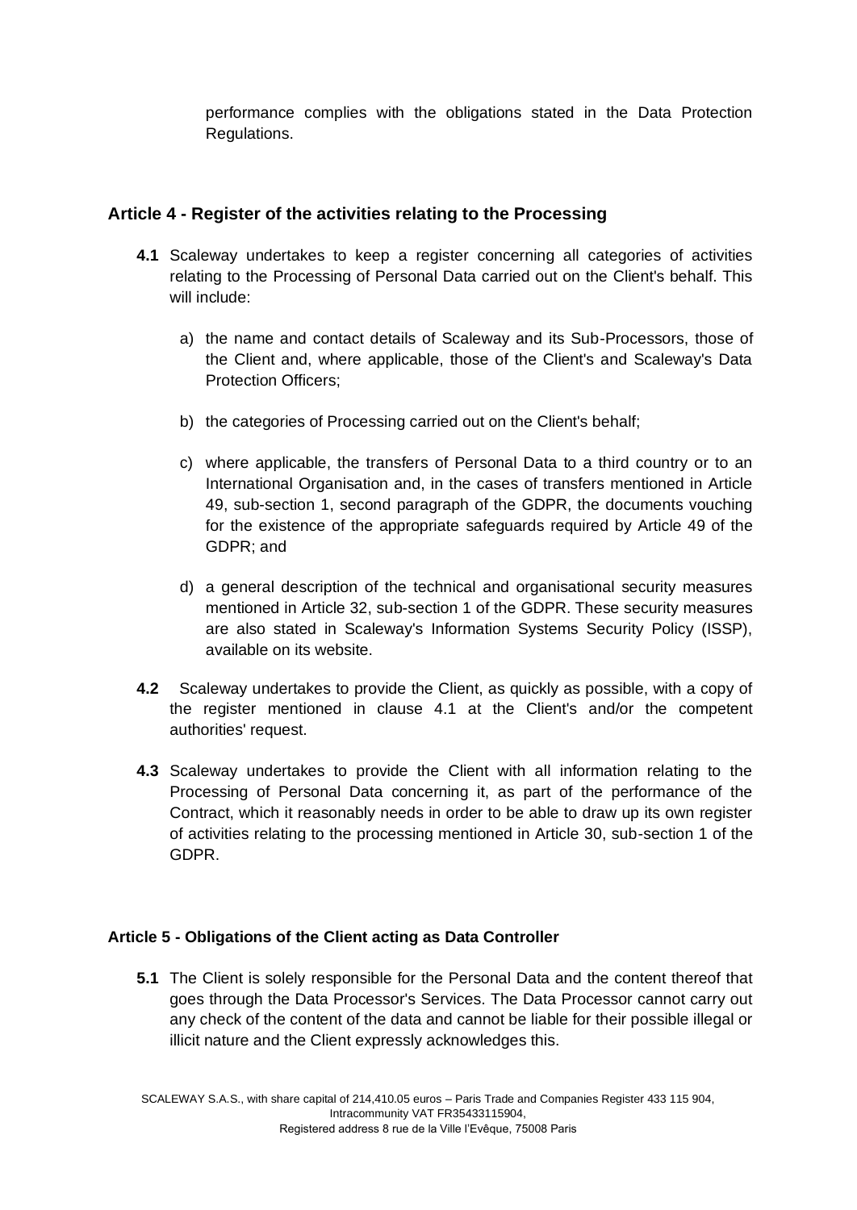performance complies with the obligations stated in the Data Protection Regulations.

## Article 4 - Register of the activities relating to the Processing

**4.1** Scaleway undertakes to keep a register concerning all categories of activities relating to the Processing of Personal Data carried out on the Client's behalf. This will include:

a) the name and contact details of Scaleway and its Sub-Processors, those of the Client and, where applicable, those of the Client's and Scaleway's Data Protection Officers;

b) the categories of Processing carried out on the Client's behalf;

c) where applicable, the transfers of Personal Data to a third country or to an International Organisation and, in the cases of transfers mentioned in Article 49, sub-section 1, second paragraph of the GDPR, the documents vouching for the existence of the appropriate safeguards required by Article 49 of the GDPR; and

d) a general description of the technical and organisational security measures mentioned in Article 32, sub-section 1 of the GDPR. These security measures are also stated in Scaleway's Information Systems Security Policy (ISSP), available on its website.

**4.2** Scaleway undertakes to provide the Client, as quickly as possible, with a copy of the register mentioned in clause 4.1 at the Client's and/or the competent authorities' request.

**4.3** Scaleway undertakes to provide the Client with all information relating to the Processing of Personal Data concerning it, as part of the performance of the Contract, which it reasonably needs in order to be able to draw up its own register of activities relating to the processing mentioned in Article 30, sub-section 1 of the GDPR.

### Article 5 - Obligations of the Client acting as Data Controller

**5.1** The Client is solely responsible for the Personal Data and the content thereof that goes through the Data Processor's Services. The Data Processor cannot carry out any check of the content of the data and cannot be liable for their possible illegal or illicit nature and the Client expressly acknowledges this.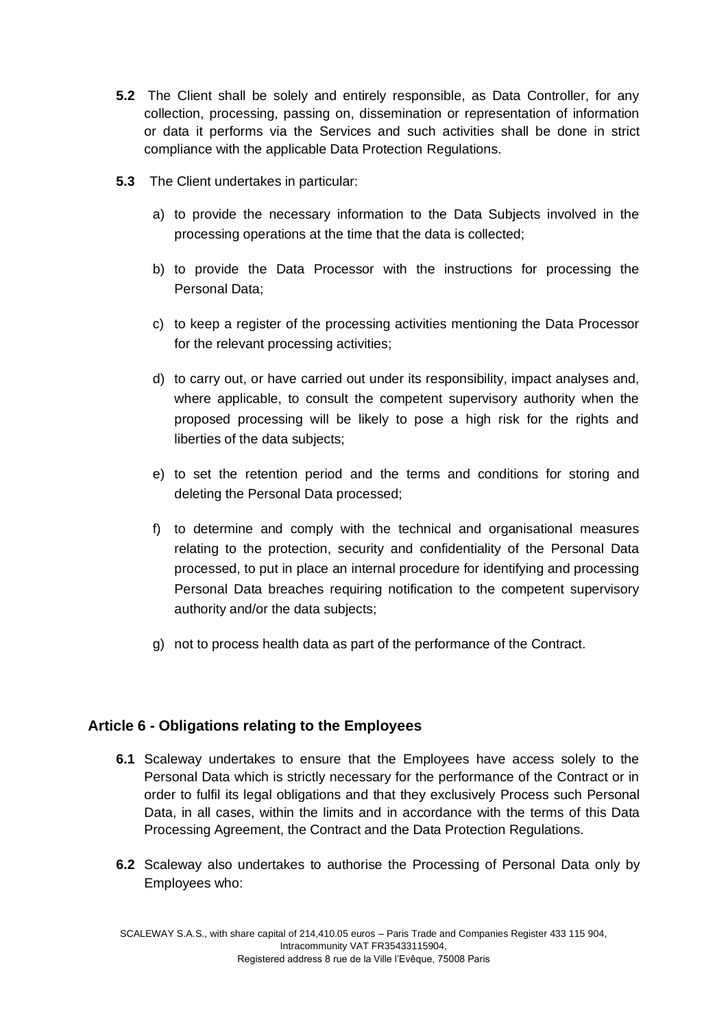**5.2** The Client shall be solely and entirely responsible, as Data Controller, for any collection, processing, passing on, dissemination or representation of information or data it performs via the Services and such activities shall be done in strict compliance with the applicable Data Protection Regulations.

**5.3** The Client undertakes in particular:

a) to provide the necessary information to the Data Subjects involved in the processing operations at the time that the data is collected;

b) to provide the Data Processor with the instructions for processing the Personal Data;

c) to keep a register of the processing activities mentioning the Data Processor for the relevant processing activities;

d) to carry out, or have carried out under its responsibility, impact analyses and, where applicable, to consult the competent supervisory authority when the proposed processing will be likely to pose a high risk for the rights and liberties of the data subjects;

e) to set the retention period and the terms and conditions for storing and deleting the Personal Data processed;

f) to determine and comply with the technical and organisational measures relating to the protection, security and confidentiality of the Personal Data processed, to put in place an internal procedure for identifying and processing Personal Data breaches requiring notification to the competent supervisory authority and/or the data subjects;

g) not to process health data as part of the performance of the Contract.

## Article 6 - Obligations relating to the Employees

**6.1** Scaleway undertakes to ensure that the Employees have access solely to the Personal Data which is strictly necessary for the performance of the Contract or in order to fulfil its legal obligations and that they exclusively Process such Personal Data, in all cases, within the limits and in accordance with the terms of this Data Processing Agreement, the Contract and the Data Protection Regulations.

**6.2** Scaleway also undertakes to authorise the Processing of Personal Data only by Employees who: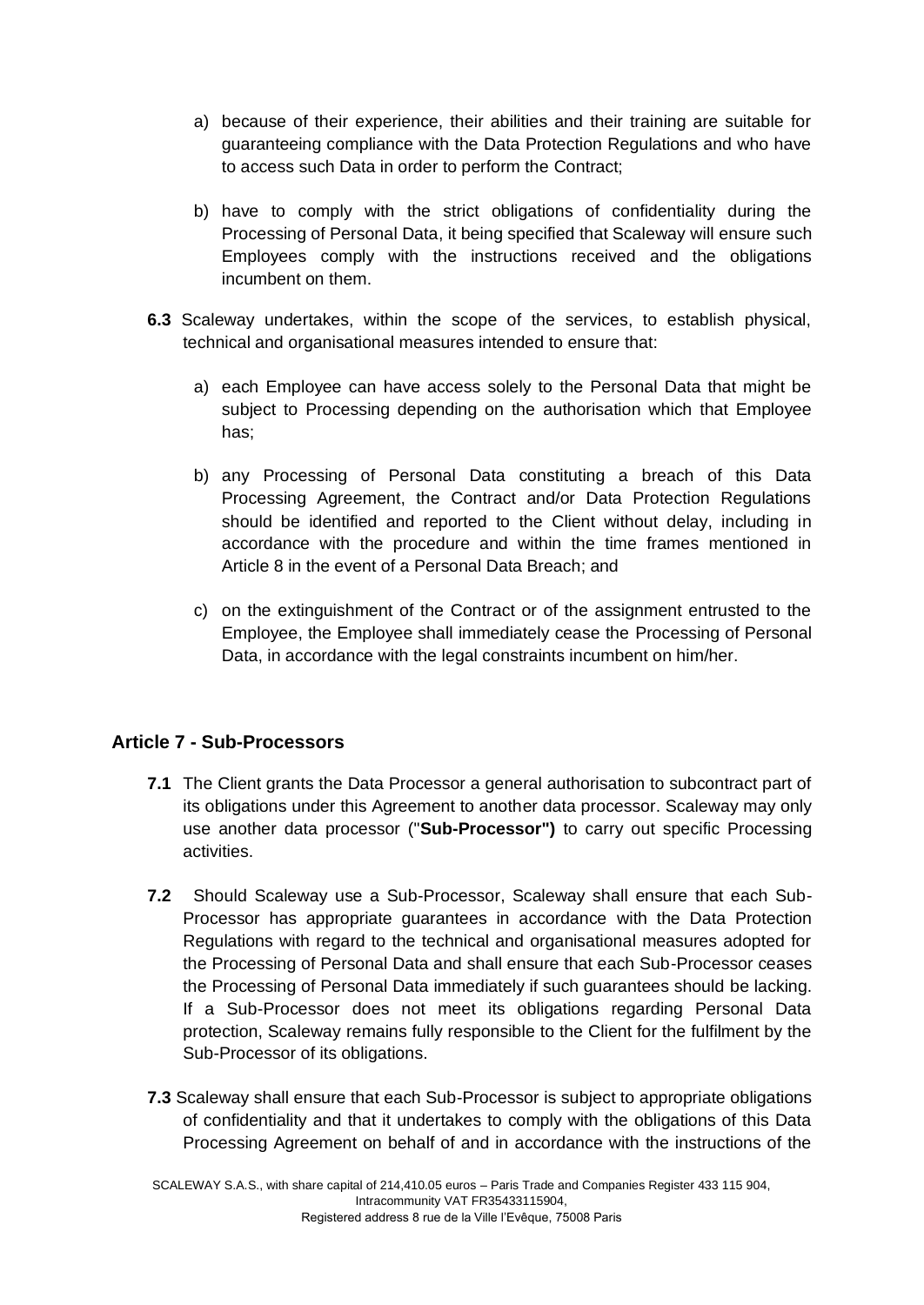a) because of their experience, their abilities and their training are suitable for guaranteeing compliance with the Data Protection Regulations and who have to access such Data in order to perform the Contract;

b) have to comply with the strict obligations of confidentiality during the Processing of Personal Data, it being specified that Scaleway will ensure such Employees comply with the instructions received and the obligations incumbent on them.

**6.3** Scaleway undertakes, within the scope of the services, to establish physical, technical and organisational measures intended to ensure that:

a) each Employee can have access solely to the Personal Data that might be subject to Processing depending on the authorisation which that Employee has;

b) any Processing of Personal Data constituting a breach of this Data Processing Agreement, the Contract and/or Data Protection Regulations should be identified and reported to the Client without delay, including in accordance with the procedure and within the time frames mentioned in Article 8 in the event of a Personal Data Breach; and

c) on the extinguishment of the Contract or of the assignment entrusted to the Employee, the Employee shall immediately cease the Processing of Personal Data, in accordance with the legal constraints incumbent on him/her.

## Article 7 - Sub-Processors

**7.1** The Client grants the Data Processor a general authorisation to subcontract part of its obligations under this Agreement to another data processor. Scaleway may only use another data processor ("**Sub-Processor")** to carry out specific Processing activities.

**7.2** Should Scaleway use a Sub-Processor, Scaleway shall ensure that each Sub-Processor has appropriate guarantees in accordance with the Data Protection Regulations with regard to the technical and organisational measures adopted for the Processing of Personal Data and shall ensure that each Sub-Processor ceases the Processing of Personal Data immediately if such guarantees should be lacking. If a Sub-Processor does not meet its obligations regarding Personal Data protection, Scaleway remains fully responsible to the Client for the fulfilment by the Sub-Processor of its obligations.

**7.3** Scaleway shall ensure that each Sub-Processor is subject to appropriate obligations of confidentiality and that it undertakes to comply with the obligations of this Data Processing Agreement on behalf of and in accordance with the instructions of the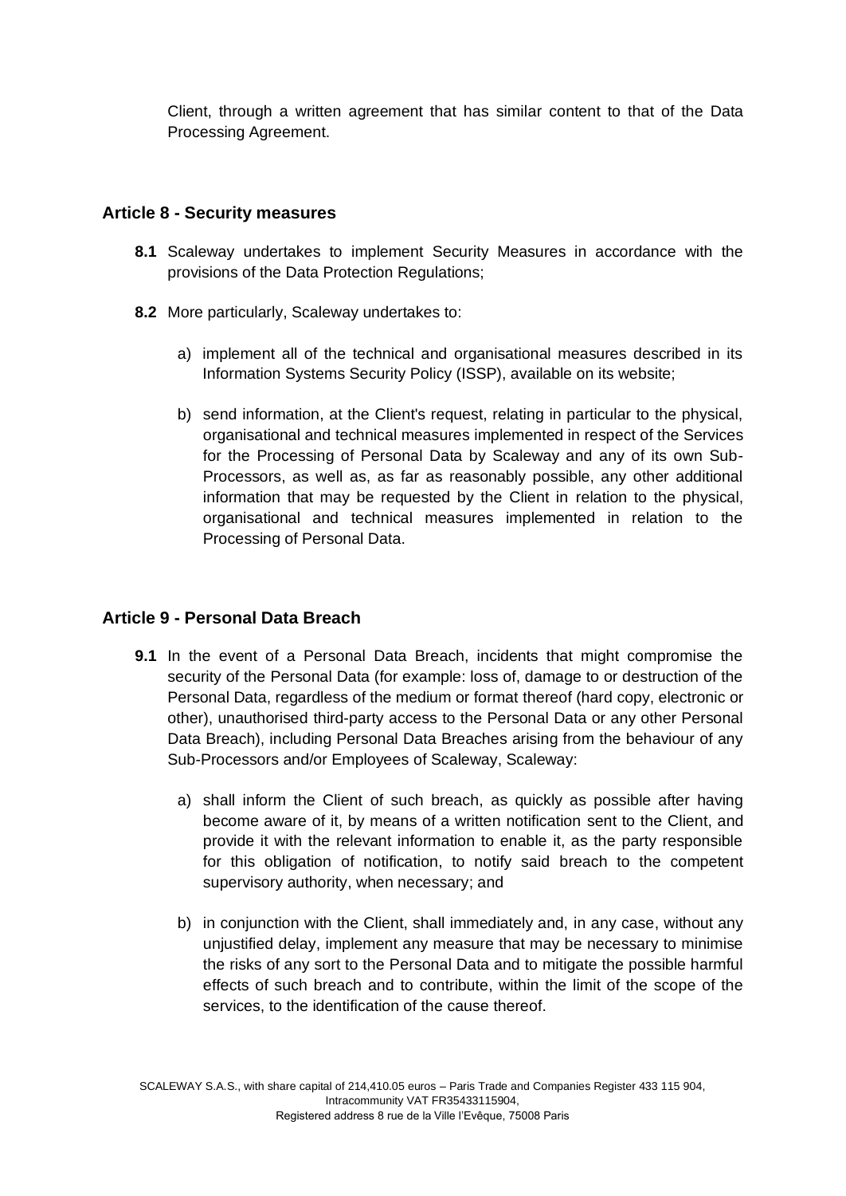Client, through a written agreement that has similar content to that of the Data Processing Agreement.

## Article 8 - Security measures

**8.1** Scaleway undertakes to implement Security Measures in accordance with the provisions of the Data Protection Regulations;

**8.2** More particularly, Scaleway undertakes to:

a) implement all of the technical and organisational measures described in its Information Systems Security Policy (ISSP), available on its website;

b) send information, at the Client's request, relating in particular to the physical, organisational and technical measures implemented in respect of the Services for the Processing of Personal Data by Scaleway and any of its own Sub-Processors, as well as, as far as reasonably possible, any other additional information that may be requested by the Client in relation to the physical, organisational and technical measures implemented in relation to the Processing of Personal Data.

## Article 9 - Personal Data Breach

**9.1** In the event of a Personal Data Breach, incidents that might compromise the security of the Personal Data (for example: loss of, damage to or destruction of the Personal Data, regardless of the medium or format thereof (hard copy, electronic or other), unauthorised third-party access to the Personal Data or any other Personal Data Breach), including Personal Data Breaches arising from the behaviour of any Sub-Processors and/or Employees of Scaleway, Scaleway:

a) shall inform the Client of such breach, as quickly as possible after having become aware of it, by means of a written notification sent to the Client, and provide it with the relevant information to enable it, as the party responsible for this obligation of notification, to notify said breach to the competent supervisory authority, when necessary; and

b) in conjunction with the Client, shall immediately and, in any case, without any unjustified delay, implement any measure that may be necessary to minimise the risks of any sort to the Personal Data and to mitigate the possible harmful effects of such breach and to contribute, within the limit of the scope of the services, to the identification of the cause thereof.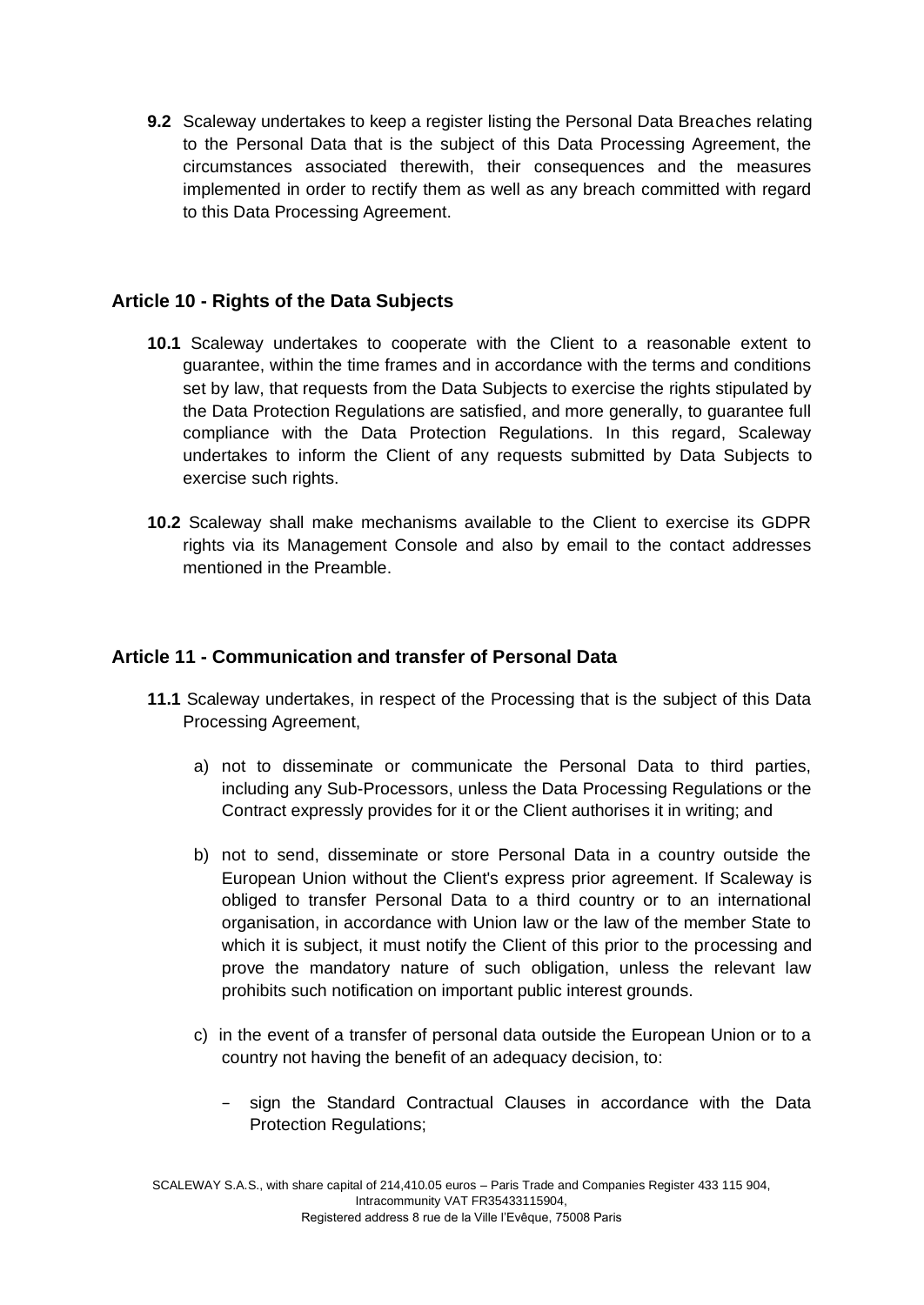**9.2** Scaleway undertakes to keep a register listing the Personal Data Breaches relating to the Personal Data that is the subject of this Data Processing Agreement, the circumstances associated therewith, their consequences and the measures implemented in order to rectify them as well as any breach committed with regard to this Data Processing Agreement.

## Article 10 - Rights of the Data Subjects

**10.1** Scaleway undertakes to cooperate with the Client to a reasonable extent to guarantee, within the time frames and in accordance with the terms and conditions set by law, that requests from the Data Subjects to exercise the rights stipulated by the Data Protection Regulations are satisfied, and more generally, to guarantee full compliance with the Data Protection Regulations. In this regard, Scaleway undertakes to inform the Client of any requests submitted by Data Subjects to exercise such rights.

**10.2** Scaleway shall make mechanisms available to the Client to exercise its GDPR rights via its Management Console and also by email to the contact addresses mentioned in the Preamble.

## Article 11 - Communication and transfer of Personal Data

**11.1** Scaleway undertakes, in respect of the Processing that is the subject of this Data Processing Agreement,

a) not to disseminate or communicate the Personal Data to third parties, including any Sub-Processors, unless the Data Processing Regulations or the Contract expressly provides for it or the Client authorises it in writing; and

b) not to send, disseminate or store Personal Data in a country outside the European Union without the Client's express prior agreement. If Scaleway is obliged to transfer Personal Data to a third country or to an international organisation, in accordance with Union law or the law of the member State to which it is subject, it must notify the Client of this prior to the processing and prove the mandatory nature of such obligation, unless the relevant law prohibits such notification on important public interest grounds.

c) in the event of a transfer of personal data outside the European Union or to a country not having the benefit of an adequacy decision, to:

- sign the Standard Contractual Clauses in accordance with the Data Protection Regulations;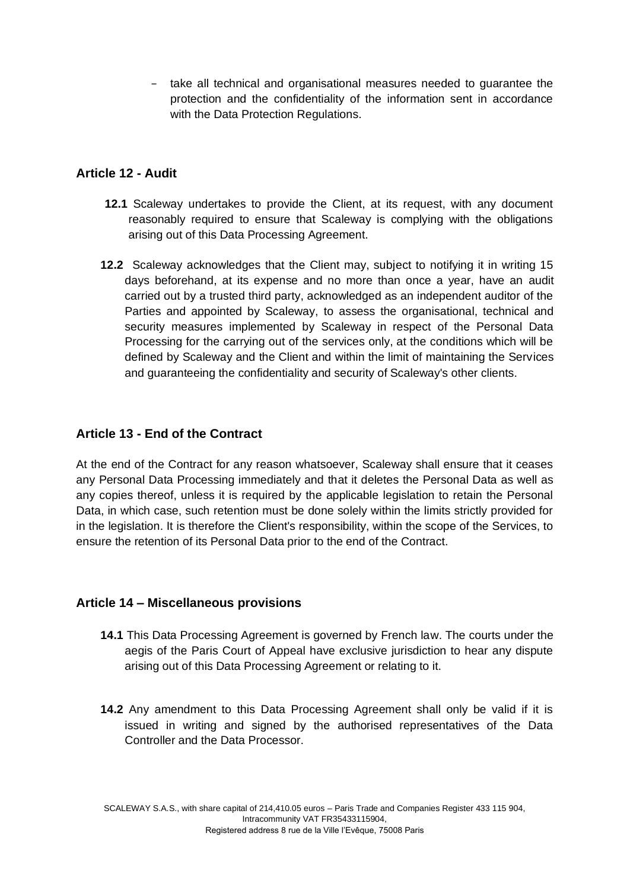- take all technical and organisational measures needed to guarantee the protection and the confidentiality of the information sent in accordance with the Data Protection Regulations.

### Article 12 - Audit

**12.1** Scaleway undertakes to provide the Client, at its request, with any document reasonably required to ensure that Scaleway is complying with the obligations arising out of this Data Processing Agreement.

**12.2** Scaleway acknowledges that the Client may, subject to notifying it in writing 15 days beforehand, at its expense and no more than once a year, have an audit carried out by a trusted third party, acknowledged as an independent auditor of the Parties and appointed by Scaleway, to assess the organisational, technical and security measures implemented by Scaleway in respect of the Personal Data Processing for the carrying out of the services only, at the conditions which will be defined by Scaleway and the Client and within the limit of maintaining the Services and guaranteeing the confidentiality and security of Scaleway's other clients.

### Article 13 - End of the Contract

At the end of the Contract for any reason whatsoever, Scaleway shall ensure that it ceases any Personal Data Processing immediately and that it deletes the Personal Data as well as any copies thereof, unless it is required by the applicable legislation to retain the Personal Data, in which case, such retention must be done solely within the limits strictly provided for in the legislation. It is therefore the Client's responsibility, within the scope of the Services, to ensure the retention of its Personal Data prior to the end of the Contract.

### Article 14 – Miscellaneous provisions

**14.1** This Data Processing Agreement is governed by French law. The courts under the aegis of the Paris Court of Appeal have exclusive jurisdiction to hear any dispute arising out of this Data Processing Agreement or relating to it.

**14.2** Any amendment to this Data Processing Agreement shall only be valid if it is issued in writing and signed by the authorised representatives of the Data Controller and the Data Processor.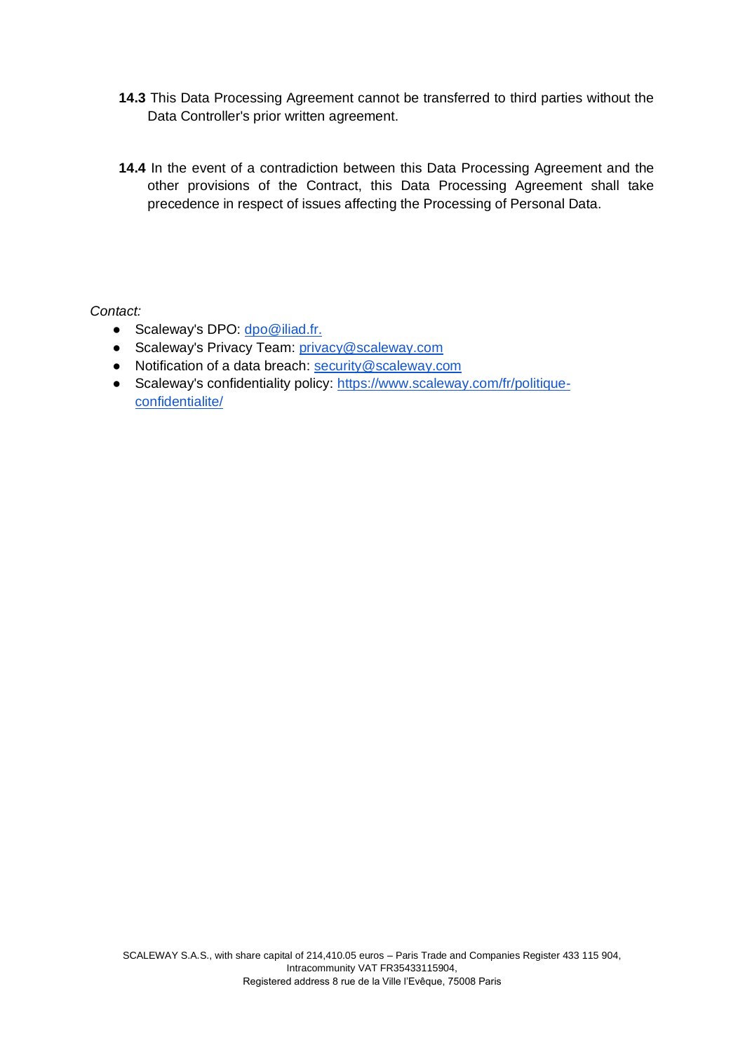**14.3** This Data Processing Agreement cannot be transferred to third parties without the Data Controller's prior written agreement.

**14.4** In the event of a contradiction between this Data Processing Agreement and the other provisions of the Contract, this Data Processing Agreement shall take precedence in respect of issues affecting the Processing of Personal Data.

*Contact:*

- Scaleway's DPO: dpo@iliad.fr.
- Scaleway's Privacy Team: privacy@scaleway.com
- Notification of a data breach: security@scaleway.com
- Scaleway's confidentiality policy: https://www.scaleway.com/fr/politique-confidentialite/

SCALEWAY S.A.S., with share capital of 214,410.05 euros – Paris Trade and Companies Register 433 115 904, Intracommunity VAT FR35433115904, Registered address 8 rue de la Ville l'Evêque, 75008 Paris